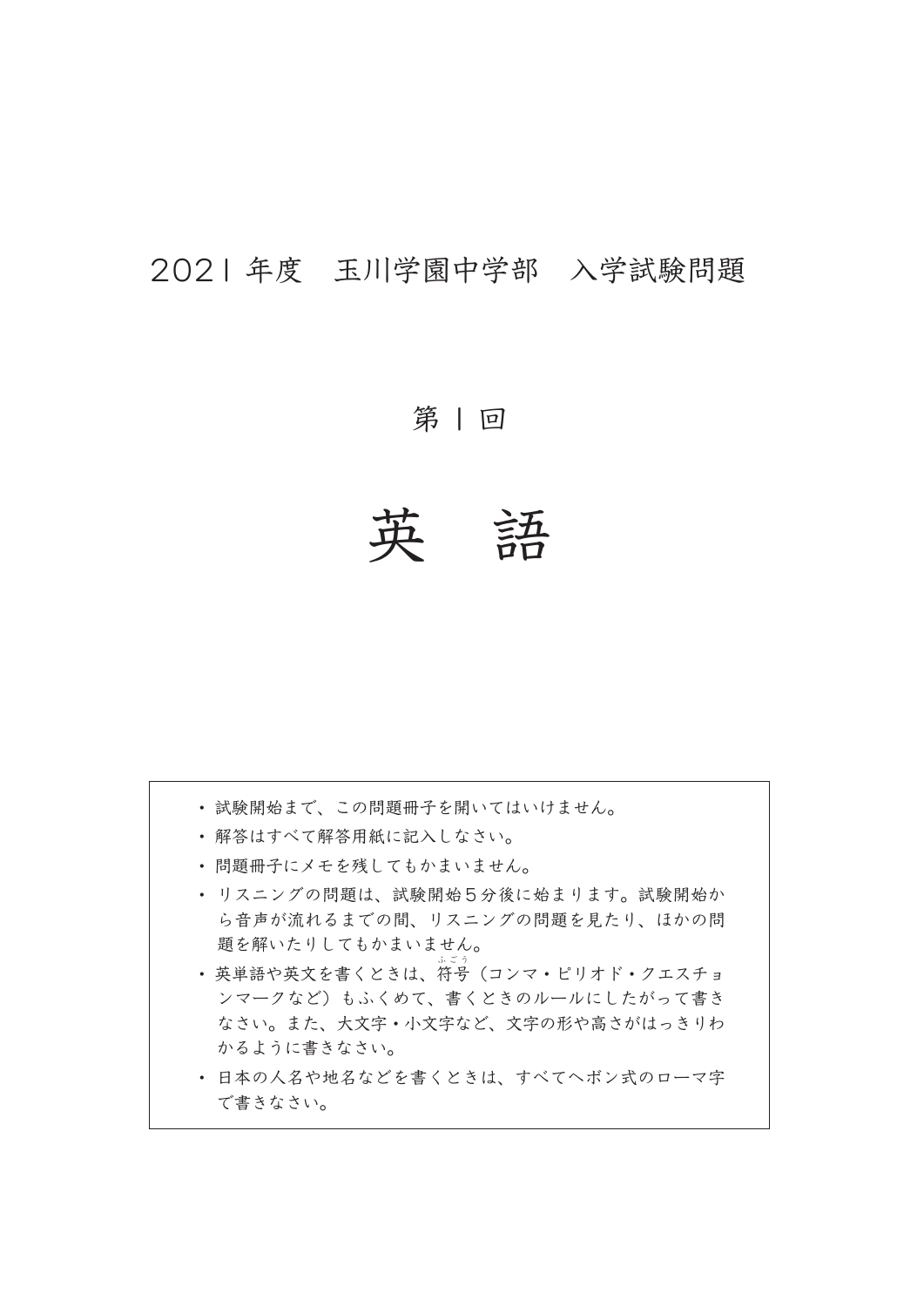# 2021 年度　玉川学園中学部　入学試験問題

## 第 1 回

# 英　語

- 試験開始まで、この問題冊子を開いてはいけません。
- 解答はすべて解答用紙に記入しなさい。
- 問題冊子にメモを残してもかまいません。
- リスニングの問題は、試験開始５分後に始まります。試験開始から音声が流れるまでの間、リスニングの問題を見たり、ほかの問題を解いたりしてもかまいません。
- 英単語や英文を書くときは、符号（ふごう）（コンマ・ピリオド・クエスチョンマークなど）もふくめて、書くときのルールにしたがって書きなさい。また、大文字・小文字など、文字の形や高さがはっきりわかるように書きなさい。
- 日本の人名や地名などを書くときは、すべてヘボン式のローマ字で書きなさい。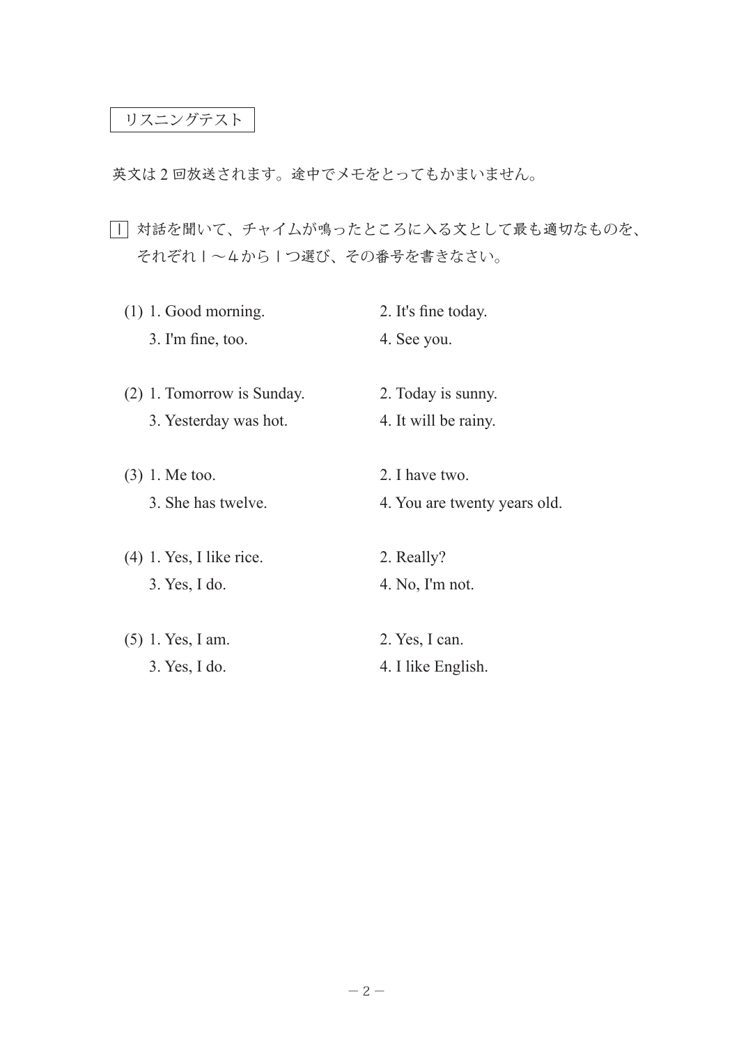リスニングテスト

英文は２回放送されます。途中でメモをとってもかまいません。

１ 対話を聞いて、チャイムが鳴ったところに入る文として最も適切なものを、それぞれ１～４から１つ選び、その番号を書きなさい。

(1) 1. Good morning.　2. It's fine today.
　　3. I'm fine, too.　4. See you.

(2) 1. Tomorrow is Sunday.　2. Today is sunny.
　　3. Yesterday was hot.　4. It will be rainy.

(3) 1. Me too.　2. I have two.
　　3. She has twelve.　4. You are twenty years old.

(4) 1. Yes, I like rice.　2. Really?
　　3. Yes, I do.　4. No, I'm not.

(5) 1. Yes, I am.　2. Yes, I can.
　　3. Yes, I do.　4. I like English.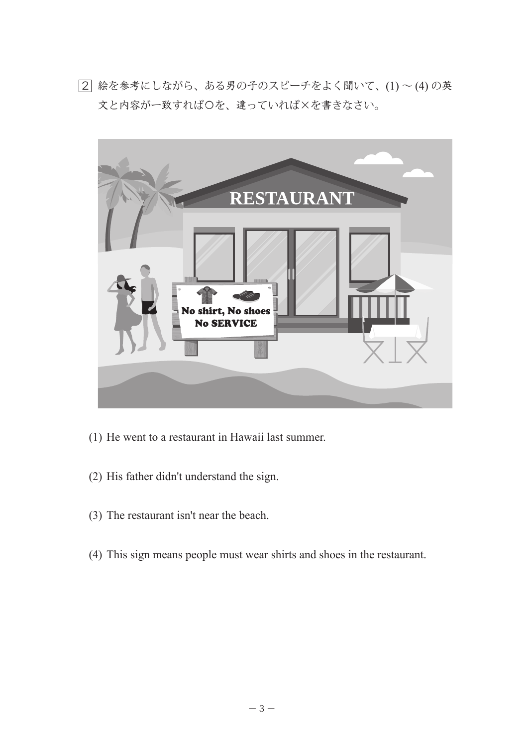2 絵を参考にしながら、ある男の子のスピーチをよく聞いて、(1) ～ (4) の英文と内容が一致すれば○を、違っていれば×を書きなさい。

(1) He went to a restaurant in Hawaii last summer.

(2) His father didn't understand the sign.

(3) The restaurant isn't near the beach.

(4) This sign means people must wear shirts and shoes in the restaurant.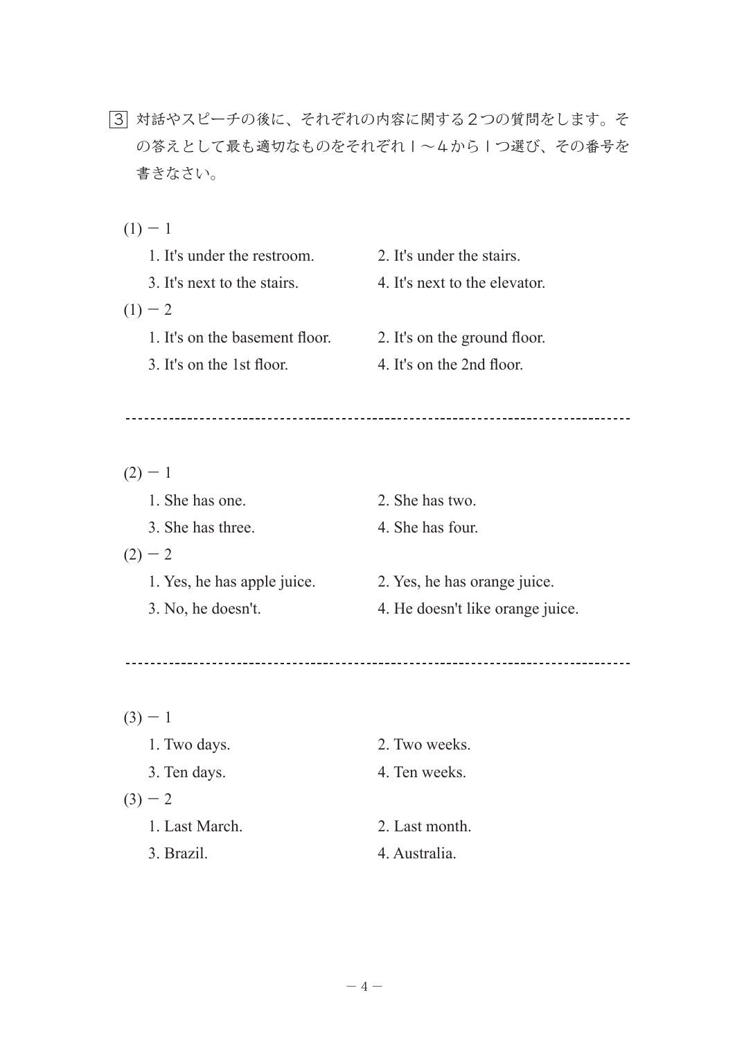3 対話やスピーチの後に、それぞれの内容に関する２つの質問をします。その答えとして最も適切なものをそれぞれ１～４から１つ選び、その番号を書きなさい。

(1) − 1

1. It's under the restroom.
2. It's under the stairs.
3. It's next to the stairs.
4. It's next to the elevator.

(1) − 2

1. It's on the basement floor.
2. It's on the ground floor.
3. It's on the 1st floor.
4. It's on the 2nd floor.

---

(2) − 1

1. She has one.
2. She has two.
3. She has three.
4. She has four.

(2) − 2

1. Yes, he has apple juice.
2. Yes, he has orange juice.
3. No, he doesn't.
4. He doesn't like orange juice.

---

(3) − 1

1. Two days.
2. Two weeks.
3. Ten days.
4. Ten weeks.

(3) − 2

1. Last March.
2. Last month.
3. Brazil.
4. Australia.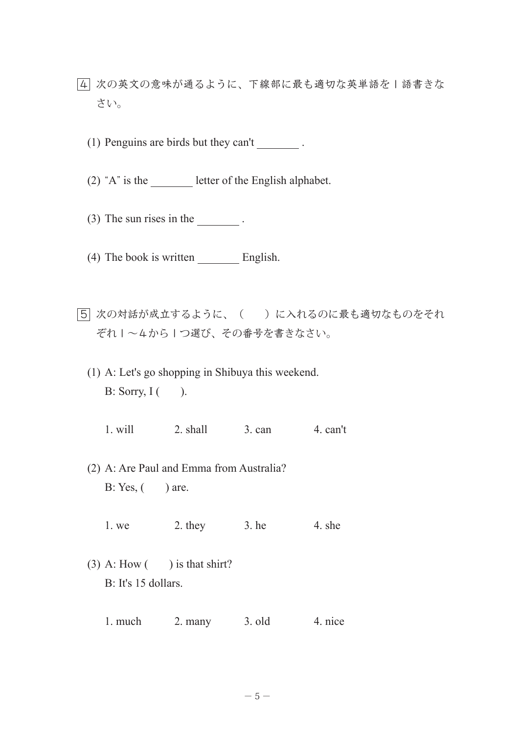4 次の英文の意味が通るように、下線部に最も適切な英単語を１語書きなさい。

(1) Penguins are birds but they can't ________ .

(2) "A" is the ________ letter of the English alphabet.

(3) The sun rises in the ________ .

(4) The book is written ________ English.

5 次の対話が成立するように、（　　）に入れるのに最も適切なものをそれぞれ１～４から１つ選び、その番号を書きなさい。

(1) A: Let's go shopping in Shibuya this weekend.
B: Sorry, I (　　).

1. will　　2. shall　　3. can　　4. can't

(2) A: Are Paul and Emma from Australia?
B: Yes, (　　) are.

1. we　　2. they　　3. he　　4. she

(3) A: How (　　) is that shirt?
B: It's 15 dollars.

1. much　　2. many　　3. old　　4. nice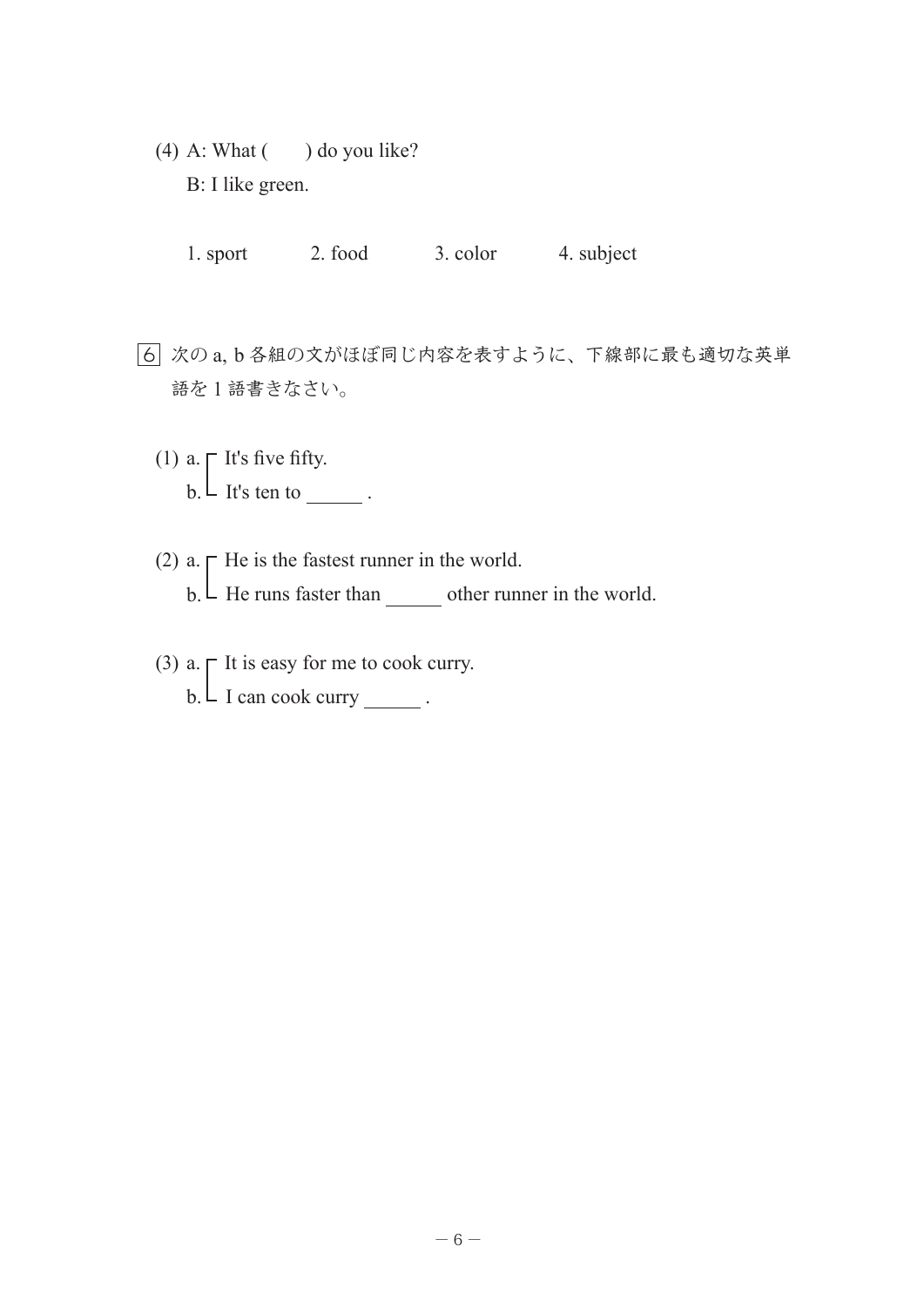(4) A: What (　　) do you like?
B: I like green.

1. sport　　2. food　　3. color　　4. subject

6 次の a, b 各組の文がほぼ同じ内容を表すように、下線部に最も適切な英単語を 1 語書きなさい。

(1) a. It's five fifty.
b. It's ten to ______ .

(2) a. He is the fastest runner in the world.
b. He runs faster than ______ other runner in the world.

(3) a. It is easy for me to cook curry.
b. I can cook curry ______ .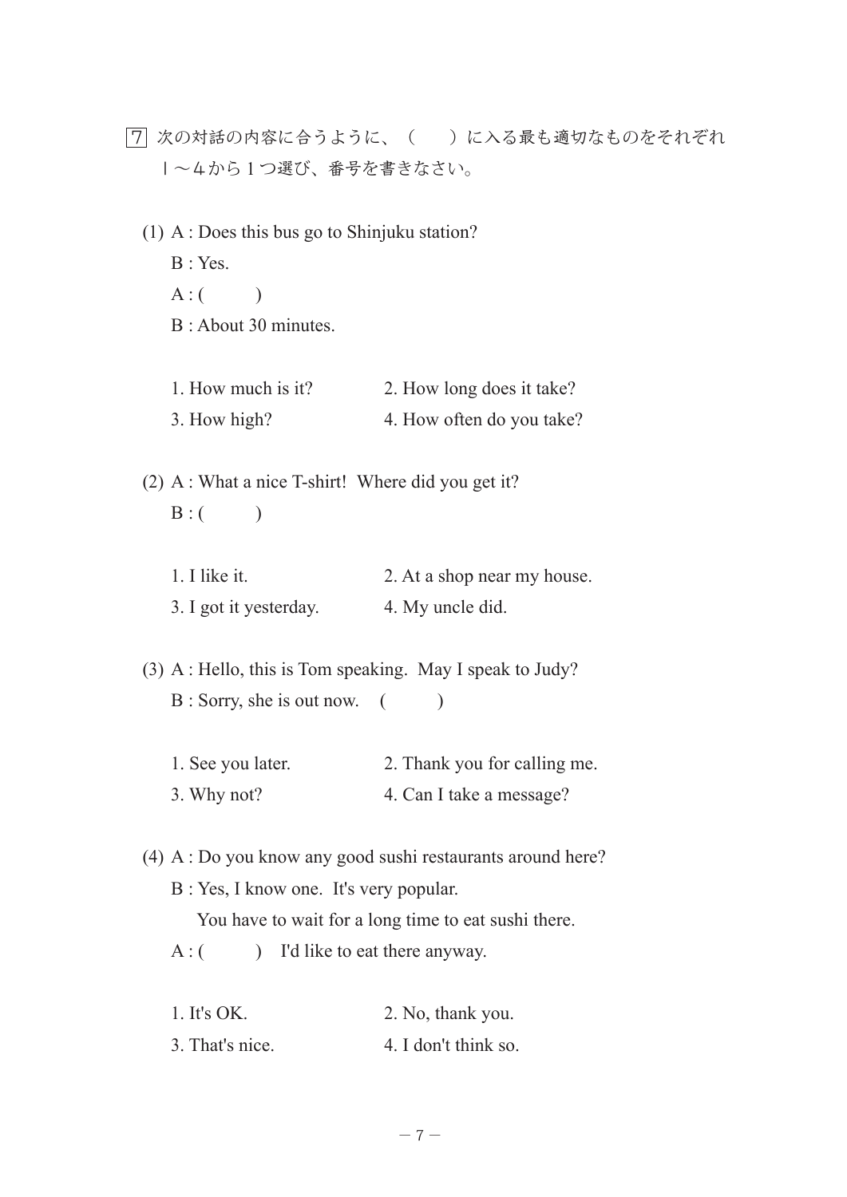7 次の対話の内容に合うように、（　　）に入る最も適切なものをそれぞれ１～４から１つ選び、番号を書きなさい。

(1) A : Does this bus go to Shinjuku station?
B : Yes.
A : (　　　)
B : About 30 minutes.

1. How much is it?　　　2. How long does it take?
3. How high?　　　4. How often do you take?

(2) A : What a nice T-shirt!  Where did you get it?
B : (　　　)

1. I like it.　　　2. At a shop near my house.
3. I got it yesterday.　　　4. My uncle did.

(3) A : Hello, this is Tom speaking.  May I speak to Judy?
B : Sorry, she is out now.　(　　　)

1. See you later.　　　2. Thank you for calling me.
3. Why not?　　　4. Can I take a message?

(4) A : Do you know any good sushi restaurants around here?
B : Yes, I know one.  It's very popular.
You have to wait for a long time to eat sushi there.
A : (　　　)　I'd like to eat there anyway.

1. It's OK.　　　2. No, thank you.
3. That's nice.　　　4. I don't think so.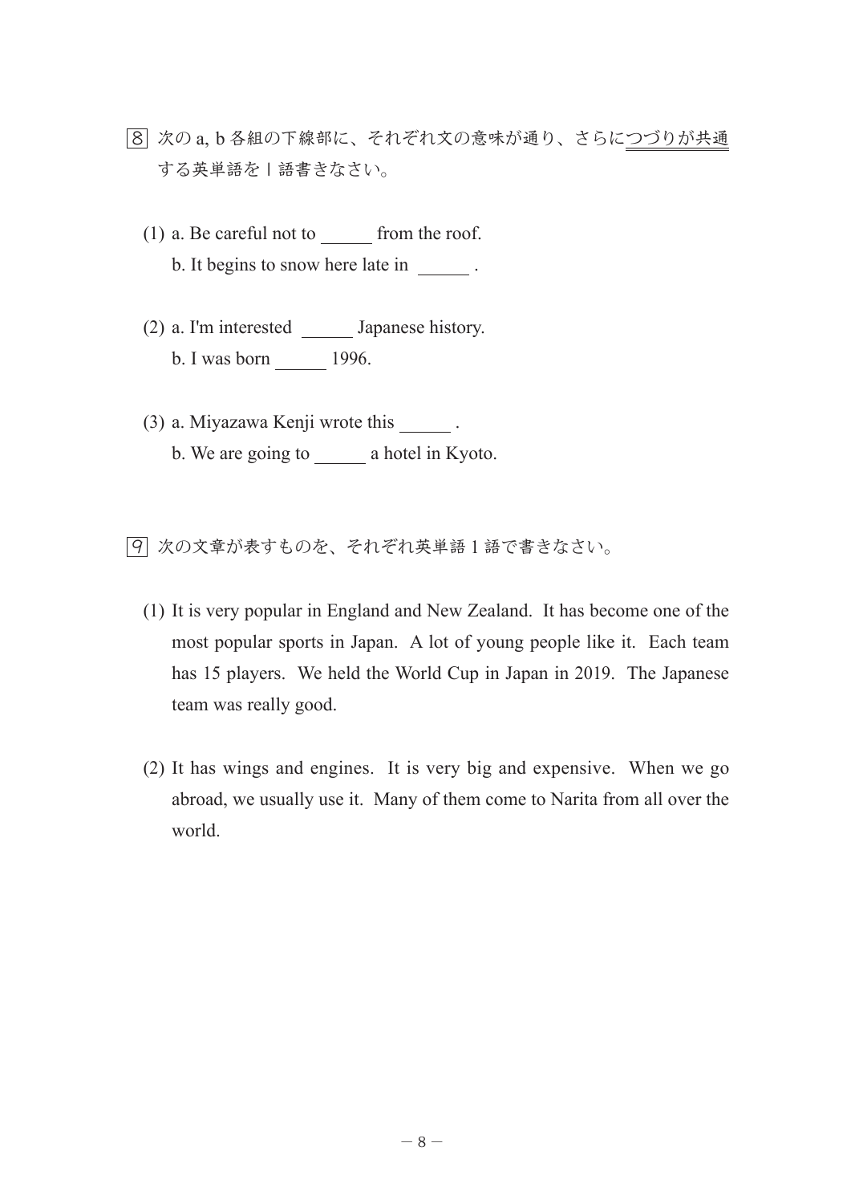8 次の a, b 各組の下線部に、それぞれ文の意味が通り、さらにつづりが共通する英単語を１語書きなさい。

(1) a. Be careful not to ______ from the roof.
　　b. It begins to snow here late in ______ .

(2) a. I'm interested ______ Japanese history.
　　b. I was born ______ 1996.

(3) a. Miyazawa Kenji wrote this ______ .
　　b. We are going to ______ a hotel in Kyoto.

9 次の文章が表すものを、それぞれ英単語 1 語で書きなさい。

(1) It is very popular in England and New Zealand. It has become one of the most popular sports in Japan. A lot of young people like it. Each team has 15 players. We held the World Cup in Japan in 2019. The Japanese team was really good.

(2) It has wings and engines. It is very big and expensive. When we go abroad, we usually use it. Many of them come to Narita from all over the world.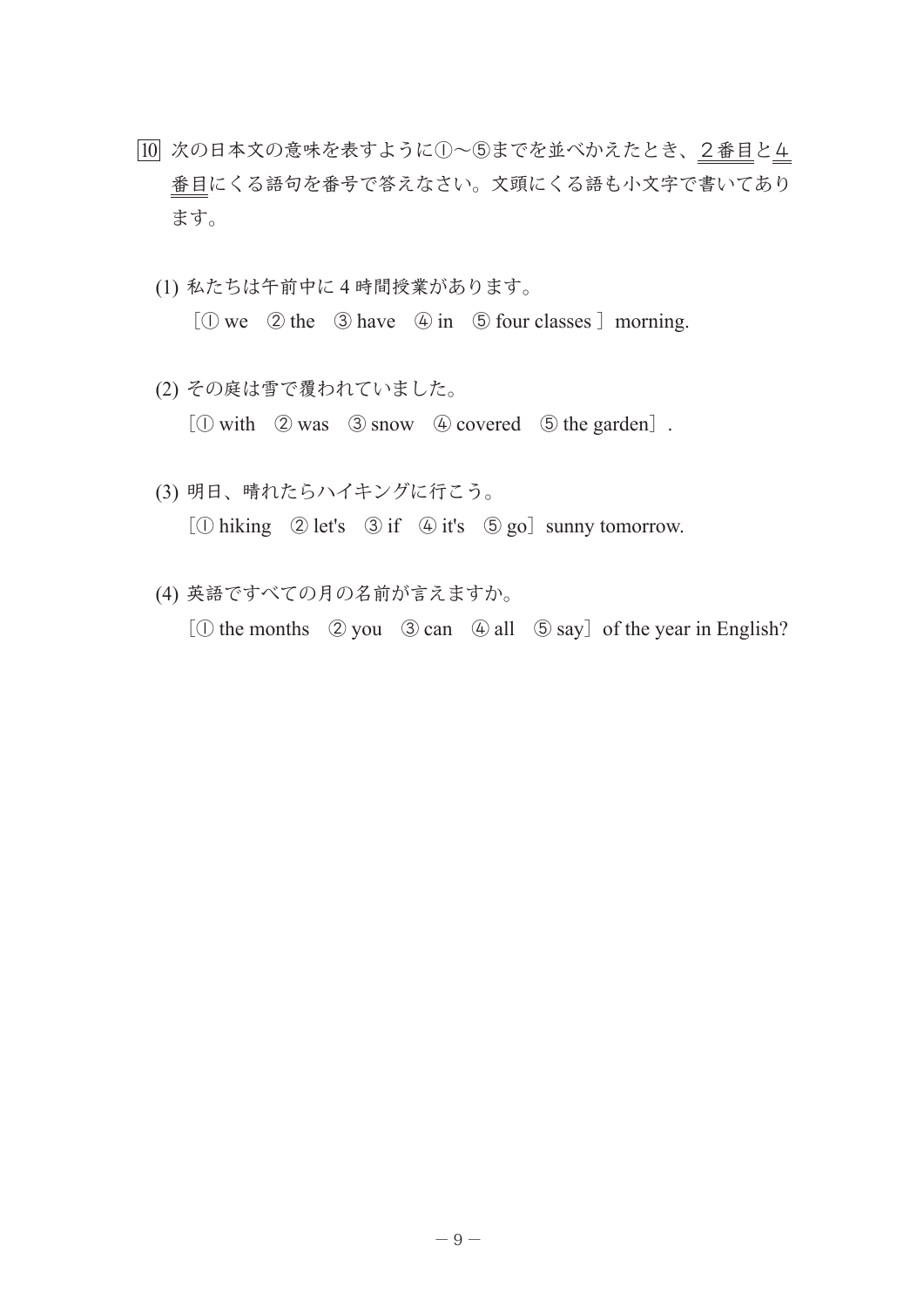10 次の日本文の意味を表すように①～⑤までを並べかえたとき、2番目と4番目にくる語句を番号で答えなさい。文頭にくる語も小文字で書いてあります。

(1) 私たちは午前中に4時間授業があります。

［① we　② the　③ have　④ in　⑤ four classes ］morning.

(2) その庭は雪で覆われていました。

［① with　② was　③ snow　④ covered　⑤ the garden］.

(3) 明日、晴れたらハイキングに行こう。

［① hiking　② let's　③ if　④ it's　⑤ go］sunny tomorrow.

(4) 英語ですべての月の名前が言えますか。

［① the months　② you　③ can　④ all　⑤ say］of the year in English?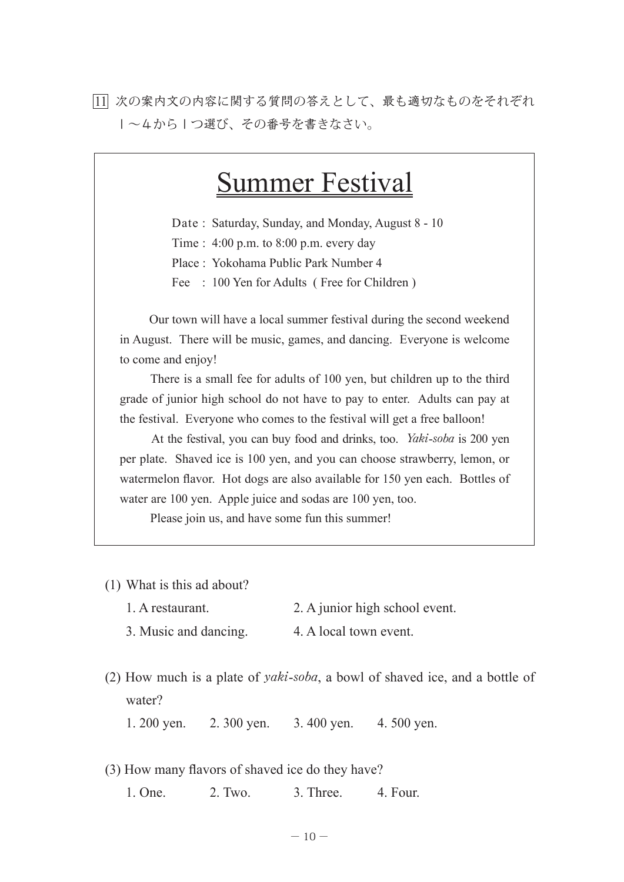11 次の案内文の内容に関する質問の答えとして、最も適切なものをそれぞれ１～４から１つ選び、その番号を書きなさい。

# Summer Festival

Date : Saturday, Sunday, and Monday, August 8 - 10
Time : 4:00 p.m. to 8:00 p.m. every day
Place : Yokohama Public Park Number 4
Fee : 100 Yen for Adults ( Free for Children )

Our town will have a local summer festival during the second weekend in August. There will be music, games, and dancing. Everyone is welcome to come and enjoy!

There is a small fee for adults of 100 yen, but children up to the third grade of junior high school do not have to pay to enter. Adults can pay at the festival. Everyone who comes to the festival will get a free balloon!

At the festival, you can buy food and drinks, too. *Yaki-soba* is 200 yen per plate. Shaved ice is 100 yen, and you can choose strawberry, lemon, or watermelon flavor. Hot dogs are also available for 150 yen each. Bottles of water are 100 yen. Apple juice and sodas are 100 yen, too.

Please join us, and have some fun this summer!

(1) What is this ad about?

1. A restaurant.
2. A junior high school event.
3. Music and dancing.
4. A local town event.

(2) How much is a plate of *yaki-soba*, a bowl of shaved ice, and a bottle of water?

1. 200 yen.
2. 300 yen.
3. 400 yen.
4. 500 yen.

(3) How many flavors of shaved ice do they have?

1. One.
2. Two.
3. Three.
4. Four.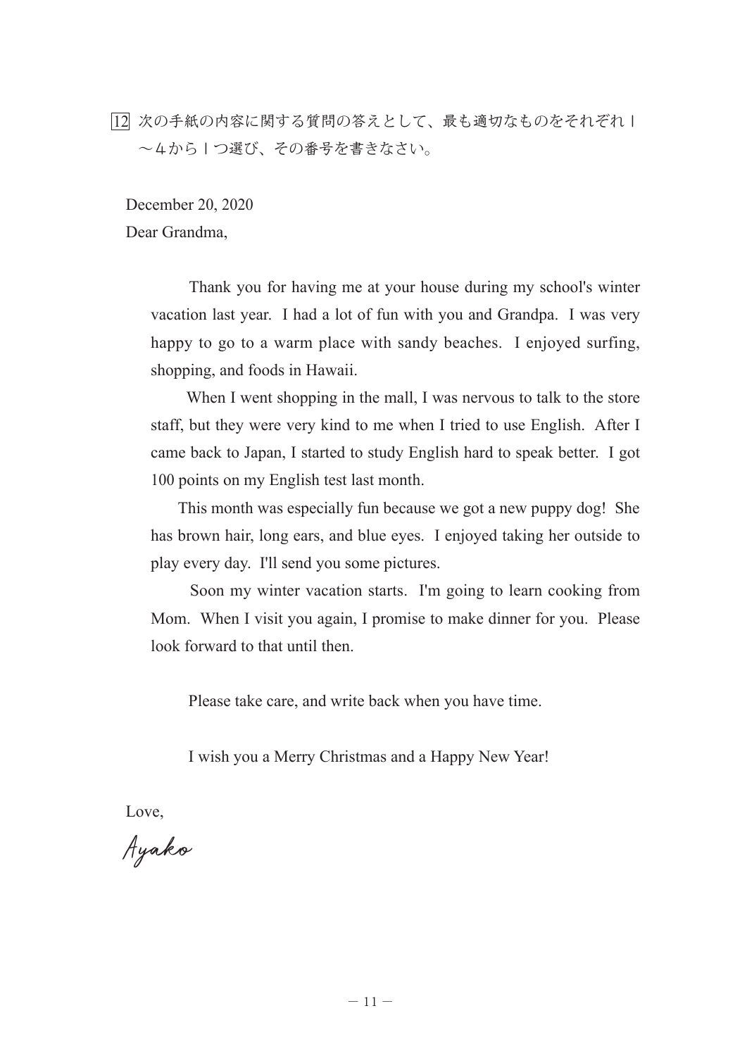12 次の手紙の内容に関する質問の答えとして、最も適切なものをそれぞれ１～４から１つ選び、その番号を書きなさい。

December 20, 2020

Dear Grandma,

Thank you for having me at your house during my school's winter vacation last year. I had a lot of fun with you and Grandpa. I was very happy to go to a warm place with sandy beaches. I enjoyed surfing, shopping, and foods in Hawaii.

When I went shopping in the mall, I was nervous to talk to the store staff, but they were very kind to me when I tried to use English. After I came back to Japan, I started to study English hard to speak better. I got 100 points on my English test last month.

This month was especially fun because we got a new puppy dog! She has brown hair, long ears, and blue eyes. I enjoyed taking her outside to play every day. I'll send you some pictures.

Soon my winter vacation starts. I'm going to learn cooking from Mom. When I visit you again, I promise to make dinner for you. Please look forward to that until then.

Please take care, and write back when you have time.

I wish you a Merry Christmas and a Happy New Year!

Love,

Ayako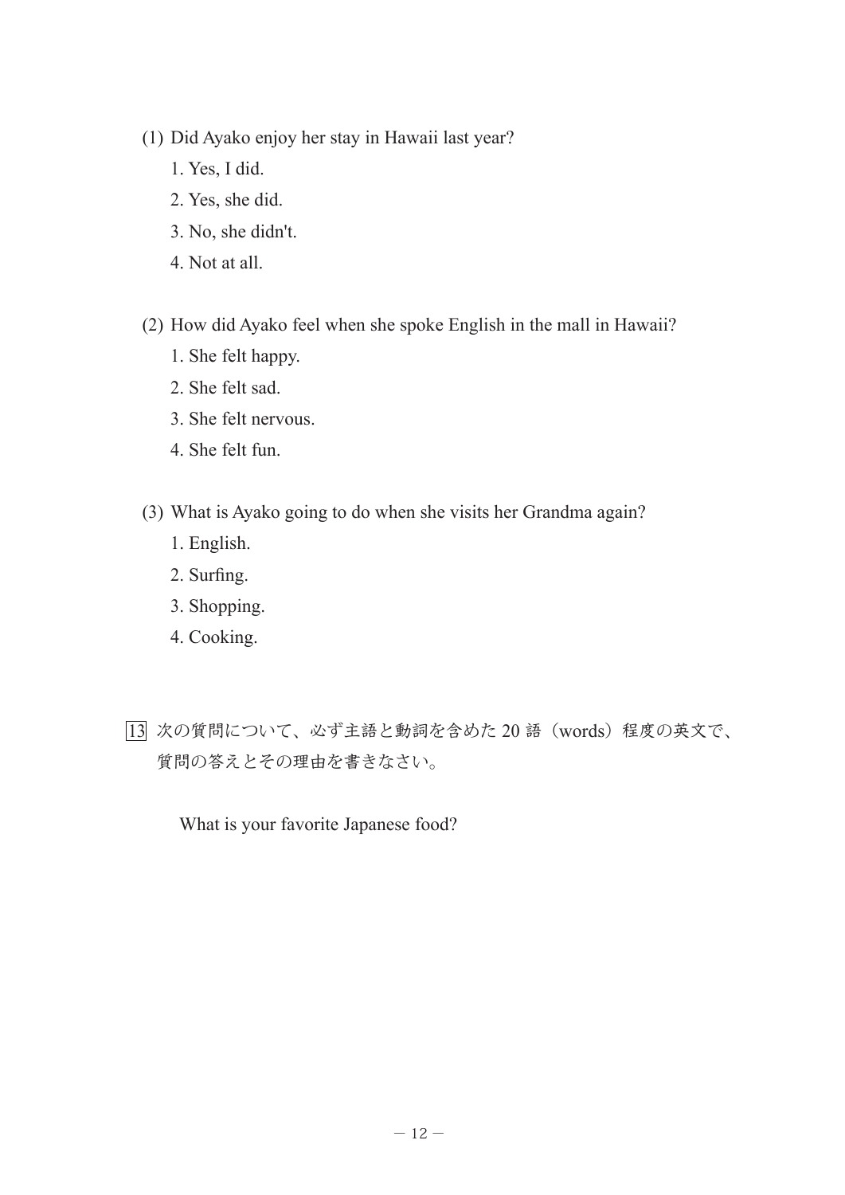(1) Did Ayako enjoy her stay in Hawaii last year?

1. Yes, I did.
2. Yes, she did.
3. No, she didn't.
4. Not at all.

(2) How did Ayako feel when she spoke English in the mall in Hawaii?

1. She felt happy.
2. She felt sad.
3. She felt nervous.
4. She felt fun.

(3) What is Ayako going to do when she visits her Grandma again?

1. English.
2. Surfing.
3. Shopping.
4. Cooking.

13 次の質問について、必ず主語と動詞を含めた 20 語（words）程度の英文で、質問の答えとその理由を書きなさい。

What is your favorite Japanese food?